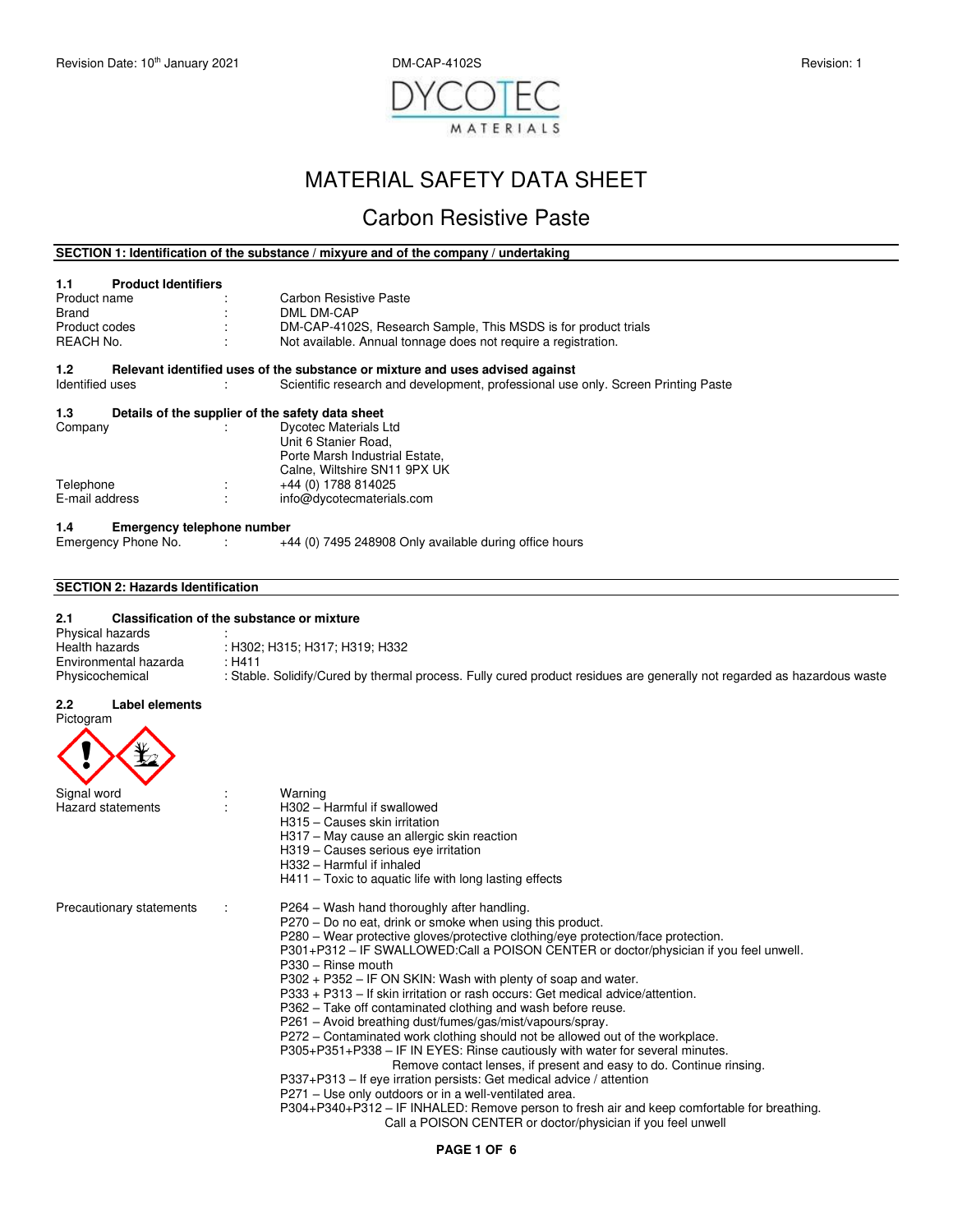Revision Date: 10th January 2021 DM-CAP-4102S Revision: 1

# MATERIAL SAFETY DATA SHEET

## Carbon Resistive Paste

### SECTION 1: Identification of the substance / mixyure and of the company / undertaking

**1.1 Product Identifiers**

| | | |
|---|---|---|
| Product name | : | Carbon Resistive Paste |
| Brand | : | DML DM-CAP |
| Product codes | : | DM-CAP-4102S, Research Sample, This MSDS is for product trials |
| REACH No. | : | Not available. Annual tonnage does not require a registration. |

**1.2 Relevant identified uses of the substance or mixture and uses advised against**

| | | |
|---|---|---|
| Identified uses | : | Scientific research and development, professional use only. Screen Printing Paste |

**1.3 Details of the supplier of the safety data sheet**

| | | |
|---|---|---|
| Company | : | Dycotec Materials Ltd<br>Unit 6 Stanier Road,<br>Porte Marsh Industrial Estate,<br>Calne, Wiltshire SN11 9PX UK |
| Telephone | : | +44 (0) 1788 814025 |
| E-mail address | : | info@dycotecmaterials.com |

**1.4 Emergency telephone number**

| | | |
|---|---|---|
| Emergency Phone No. | : | +44 (0) 7495 248908 Only available during office hours |

### SECTION 2: Hazards Identification

**2.1 Classification of the substance or mixture**

| | |
|---|---|
| Physical hazards | : |
| Health hazards | : H302; H315; H317; H319; H332 |
| Environmental hazarda | : H411 |
| Physicochemical | : Stable. Solidify/Cured by thermal process. Fully cured product residues are generally not regarded as hazardous waste |

**2.2 Label elements**

Pictogram

| | | |
|---|---|---|
| Signal word | : | Warning |
| Hazard statements | : | H302 – Harmful if swallowed<br>H315 – Causes skin irritation<br>H317 – May cause an allergic skin reaction<br>H319 – Causes serious eye irritation<br>H332 – Harmful if inhaled<br>H411 – Toxic to aquatic life with long lasting effects |

Precautionary statements :

- P264 – Wash hand thoroughly after handling.
- P270 – Do no eat, drink or smoke when using this product.
- P280 – Wear protective gloves/protective clothing/eye protection/face protection.
- P301+P312 – IF SWALLOWED:Call a POISON CENTER or doctor/physician if you feel unwell.
- P330 – Rinse mouth
- P302 + P352 – IF ON SKIN: Wash with plenty of soap and water.
- P333 + P313 – If skin irritation or rash occurs: Get medical advice/attention.
- P362 – Take off contaminated clothing and wash before reuse.
- P261 – Avoid breathing dust/fumes/gas/mist/vapours/spray.
- P272 – Contaminated work clothing should not be allowed out of the workplace.
- P305+P351+P338 – IF IN EYES: Rinse cautiously with water for several minutes. Remove contact lenses, if present and easy to do. Continue rinsing.
- P337+P313 – If eye irration persists: Get medical advice / attention
- P271 – Use only outdoors or in a well-ventilated area.
- P304+P340+P312 – IF INHALED: Remove person to fresh air and keep comfortable for breathing. Call a POISON CENTER or doctor/physician if you feel unwell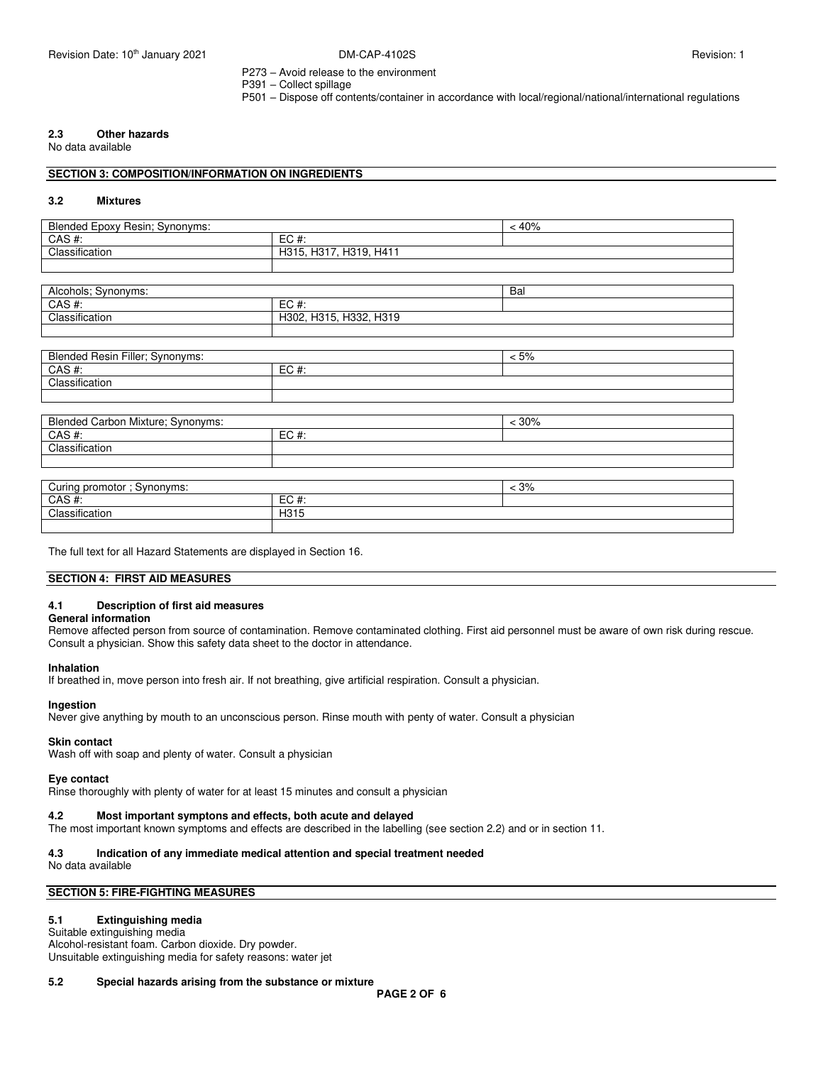P273 – Avoid release to the environment
P391 – Collect spillage
P501 – Dispose off contents/container in accordance with local/regional/national/international regulations

### 2.3 Other hazards

No data available

## SECTION 3: COMPOSITION/INFORMATION ON INGREDIENTS

### 3.2 Mixtures

| Blended Epoxy Resin; Synonyms: | | < 40% |
|---|---|---|
| CAS #: | EC #: | |
| Classification | H315, H317, H319, H411 | |
| | | |

| Alcohols; Synonyms: | | Bal |
|---|---|---|
| CAS #: | EC #: | |
| Classification | H302, H315, H332, H319 | |
| | | |

| Blended Resin Filler; Synonyms: | | < 5% |
|---|---|---|
| CAS #: | EC #: | |
| Classification | | |
| | | |

| Blended Carbon Mixture; Synonyms: | | < 30% |
|---|---|---|
| CAS #: | EC #: | |
| Classification | | |
| | | |

| Curing promotor ; Synonyms: | | < 3% |
|---|---|---|
| CAS #: | EC #: | |
| Classification | H315 | |
| | | |

The full text for all Hazard Statements are displayed in Section 16.

## SECTION 4: FIRST AID MEASURES

### 4.1 Description of first aid measures

**General information**

Remove affected person from source of contamination. Remove contaminated clothing. First aid personnel must be aware of own risk during rescue. Consult a physician. Show this safety data sheet to the doctor in attendance.

**Inhalation**

If breathed in, move person into fresh air. If not breathing, give artificial respiration. Consult a physician.

**Ingestion**

Never give anything by mouth to an unconscious person. Rinse mouth with penty of water. Consult a physician

**Skin contact**

Wash off with soap and plenty of water. Consult a physician

**Eye contact**

Rinse thoroughly with plenty of water for at least 15 minutes and consult a physician

### 4.2 Most important symptons and effects, both acute and delayed

The most important known symptoms and effects are described in the labelling (see section 2.2) and or in section 11.

### 4.3 Indication of any immediate medical attention and special treatment needed

No data available

## SECTION 5: FIRE-FIGHTING MEASURES

### 5.1 Extinguishing media

Suitable extinguishing media
Alcohol-resistant foam. Carbon dioxide. Dry powder.
Unsuitable extinguishing media for safety reasons: water jet

### 5.2 Special hazards arising from the substance or mixture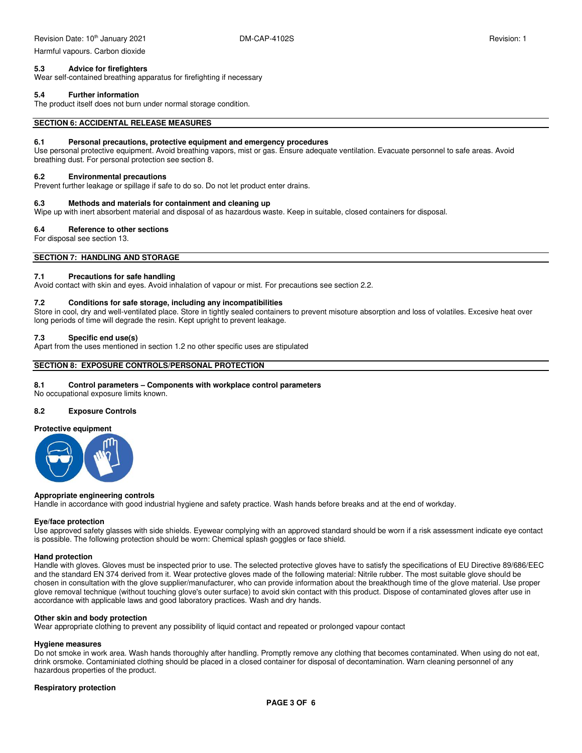Harmful vapours. Carbon dioxide

### 5.3 Advice for firefighters

Wear self-contained breathing apparatus for firefighting if necessary

### 5.4 Further information

The product itself does not burn under normal storage condition.

## SECTION 6: ACCIDENTAL RELEASE MEASURES

### 6.1 Personal precautions, protective equipment and emergency procedures

Use personal protective equipment. Avoid breathing vapors, mist or gas. Ensure adequate ventilation. Evacuate personnel to safe areas. Avoid breathing dust. For personal protection see section 8.

### 6.2 Environmental precautions

Prevent further leakage or spillage if safe to do so. Do not let product enter drains.

### 6.3 Methods and materials for containment and cleaning up

Wipe up with inert absorbent material and disposal of as hazardous waste. Keep in suitable, closed containers for disposal.

### 6.4 Reference to other sections

For disposal see section 13.

## SECTION 7: HANDLING AND STORAGE

### 7.1 Precautions for safe handling

Avoid contact with skin and eyes. Avoid inhalation of vapour or mist. For precautions see section 2.2.

### 7.2 Conditions for safe storage, including any incompatibilities

Store in cool, dry and well-ventilated place. Store in tightly sealed containers to prevent misoture absorption and loss of volatiles. Excesive heat over long periods of time will degrade the resin. Kept upright to prevent leakage.

### 7.3 Specific end use(s)

Apart from the uses mentioned in section 1.2 no other specific uses are stipulated

## SECTION 8: EXPOSURE CONTROLS/PERSONAL PROTECTION

### 8.1 Control parameters – Components with workplace control parameters

No occupational exposure limits known.

### 8.2 Exposure Controls

**Protective equipment**

**Appropriate engineering controls**

Handle in accordance with good industrial hygiene and safety practice. Wash hands before breaks and at the end of workday.

**Eye/face protection**

Use approved safety glasses with side shields. Eyewear complying with an approved standard should be worn if a risk assessment indicate eye contact is possible. The following protection should be worn: Chemical splash goggles or face shield.

**Hand protection**

Handle with gloves. Gloves must be inspected prior to use. The selected protective gloves have to satisfy the specifications of EU Directive 89/686/EEC and the standard EN 374 derived from it. Wear protective gloves made of the following material: Nitrile rubber. The most suitable glove should be chosen in consultation with the glove supplier/manufacturer, who can provide information about the breakthough time of the glove material. Use proper glove removal technique (without touching glove's outer surface) to avoid skin contact with this product. Dispose of contaminated gloves after use in accordance with applicable laws and good laboratory practices. Wash and dry hands.

**Other skin and body protection**

Wear appropriate clothing to prevent any possibility of liquid contact and repeated or prolonged vapour contact

**Hygiene measures**

Do not smoke in work area. Wash hands thoroughly after handling. Promptly remove any clothing that becomes contaminated. When using do not eat, drink orsmoke. Contaminiated clothing should be placed in a closed container for disposal of decontamination. Warn cleaning personnel of any hazardous properties of the product.

**Respiratory protection**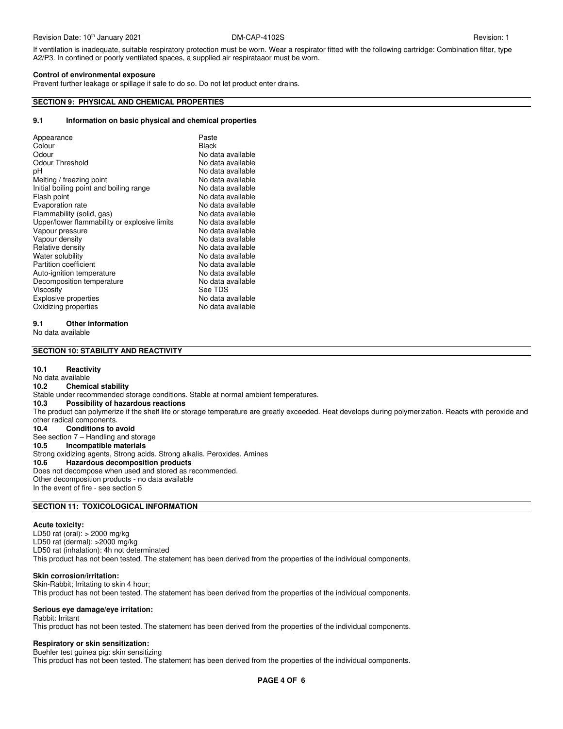If ventilation is inadequate, suitable respiratory protection must be worn. Wear a respirator fitted with the following cartridge: Combination filter, type A2/P3. In confined or poorly ventilated spaces, a supplied air respirataaor must be worn.

**Control of environmental exposure**

Prevent further leakage or spillage if safe to do so. Do not let product enter drains.

## SECTION 9: PHYSICAL AND CHEMICAL PROPERTIES

### 9.1 Information on basic physical and chemical properties

| | |
|---|---|
| Appearance | Paste |
| Colour | Black |
| Odour | No data available |
| Odour Threshold | No data available |
| pH | No data available |
| Melting / freezing point | No data available |
| Initial boiling point and boiling range | No data available |
| Flash point | No data available |
| Evaporation rate | No data available |
| Flammability (solid, gas) | No data available |
| Upper/lower flammability or explosive limits | No data available |
| Vapour pressure | No data available |
| Vapour density | No data available |
| Relative density | No data available |
| Water solubility | No data available |
| Partition coefficient | No data available |
| Auto-ignition temperature | No data available |
| Decomposition temperature | No data available |
| Viscosity | See TDS |
| Explosive properties | No data available |
| Oxidizing properties | No data available |

### 9.1 Other information

No data available

## SECTION 10: STABILITY AND REACTIVITY

### 10.1 Reactivity

No data available

### 10.2 Chemical stability

Stable under recommended storage conditions. Stable at normal ambient temperatures.

### 10.3 Possibility of hazardous reactions

The product can polymerize if the shelf life or storage temperature are greatly exceeded. Heat develops during polymerization. Reacts with peroxide and other radical components.

### 10.4 Conditions to avoid

See section 7 – Handling and storage

### 10.5 Incompatible materials

Strong oxidizing agents, Strong acids. Strong alkalis. Peroxides. Amines

### 10.6 Hazardous decomposition products

Does not decompose when used and stored as recommended.
Other decomposition products - no data available
In the event of fire - see section 5

## SECTION 11: TOXICOLOGICAL INFORMATION

**Acute toxicity:**

LD50 rat (oral): > 2000 mg/kg
LD50 rat (dermal): >2000 mg/kg
LD50 rat (inhalation): 4h not determinated
This product has not been tested. The statement has been derived from the properties of the individual components.

**Skin corrosion/irritation:**

Skin-Rabbit; Irritating to skin 4 hour;
This product has not been tested. The statement has been derived from the properties of the individual components.

**Serious eye damage/eye irritation:**

Rabbit: Irritant
This product has not been tested. The statement has been derived from the properties of the individual components.

**Respiratory or skin sensitization:**

Buehler test guinea pig: skin sensitizing
This product has not been tested. The statement has been derived from the properties of the individual components.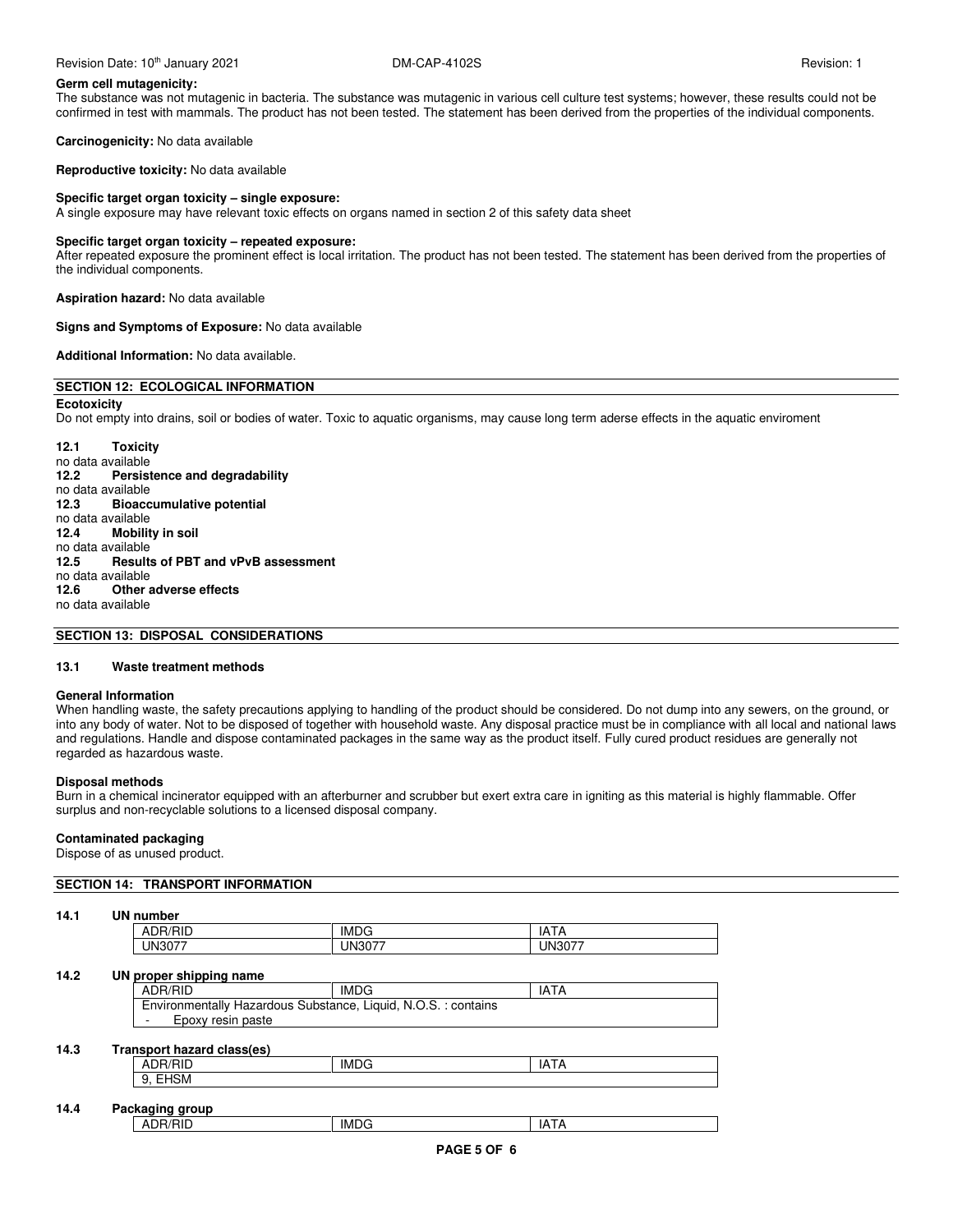**Germ cell mutagenicity:**
The substance was not mutagenic in bacteria. The substance was mutagenic in various cell culture test systems; however, these results could not be confirmed in test with mammals. The product has not been tested. The statement has been derived from the properties of the individual components.

**Carcinogenicity:** No data available

**Reproductive toxicity:** No data available

**Specific target organ toxicity – single exposure:**
A single exposure may have relevant toxic effects on organs named in section 2 of this safety data sheet

**Specific target organ toxicity – repeated exposure:**
After repeated exposure the prominent effect is local irritation. The product has not been tested. The statement has been derived from the properties of the individual components.

**Aspiration hazard:** No data available

**Signs and Symptoms of Exposure:** No data available

**Additional Information:** No data available.

## SECTION 12: ECOLOGICAL INFORMATION

**Ecotoxicity**
Do not empty into drains, soil or bodies of water. Toxic to aquatic organisms, may cause long term aderse effects in the aquatic enviroment

**12.1 Toxicity**
no data available
**12.2 Persistence and degradability**
no data available
**12.3 Bioaccumulative potential**
no data available
**12.4 Mobility in soil**
no data available
**12.5 Results of PBT and vPvB assessment**
no data available
**12.6 Other adverse effects**
no data available

## SECTION 13: DISPOSAL CONSIDERATIONS

**13.1 Waste treatment methods**

**General Information**
When handling waste, the safety precautions applying to handling of the product should be considered. Do not dump into any sewers, on the ground, or into any body of water. Not to be disposed of together with household waste. Any disposal practice must be in compliance with all local and national laws and regulations. Handle and dispose contaminated packages in the same way as the product itself. Fully cured product residues are generally not regarded as hazardous waste.

**Disposal methods**
Burn in a chemical incinerator equipped with an afterburner and scrubber but exert extra care in igniting as this material is highly flammable. Offer surplus and non-recyclable solutions to a licensed disposal company.

**Contaminated packaging**
Dispose of as unused product.

## SECTION 14: TRANSPORT INFORMATION

**14.1 UN number**

| ADR/RID | IMDG | IATA |
|---|---|---|
| UN3077 | UN3077 | UN3077 |

**14.2 UN proper shipping name**

| ADR/RID | IMDG | IATA |
|---|---|---|
| Environmentally Hazardous Substance, Liquid, N.O.S. : contains - Epoxy resin paste | | |

**14.3 Transport hazard class(es)**

| ADR/RID | IMDG | IATA |
|---|---|---|
| 9, EHSM | | |

**14.4 Packaging group**

| ADR/RID | IMDG | IATA |
|---|---|---|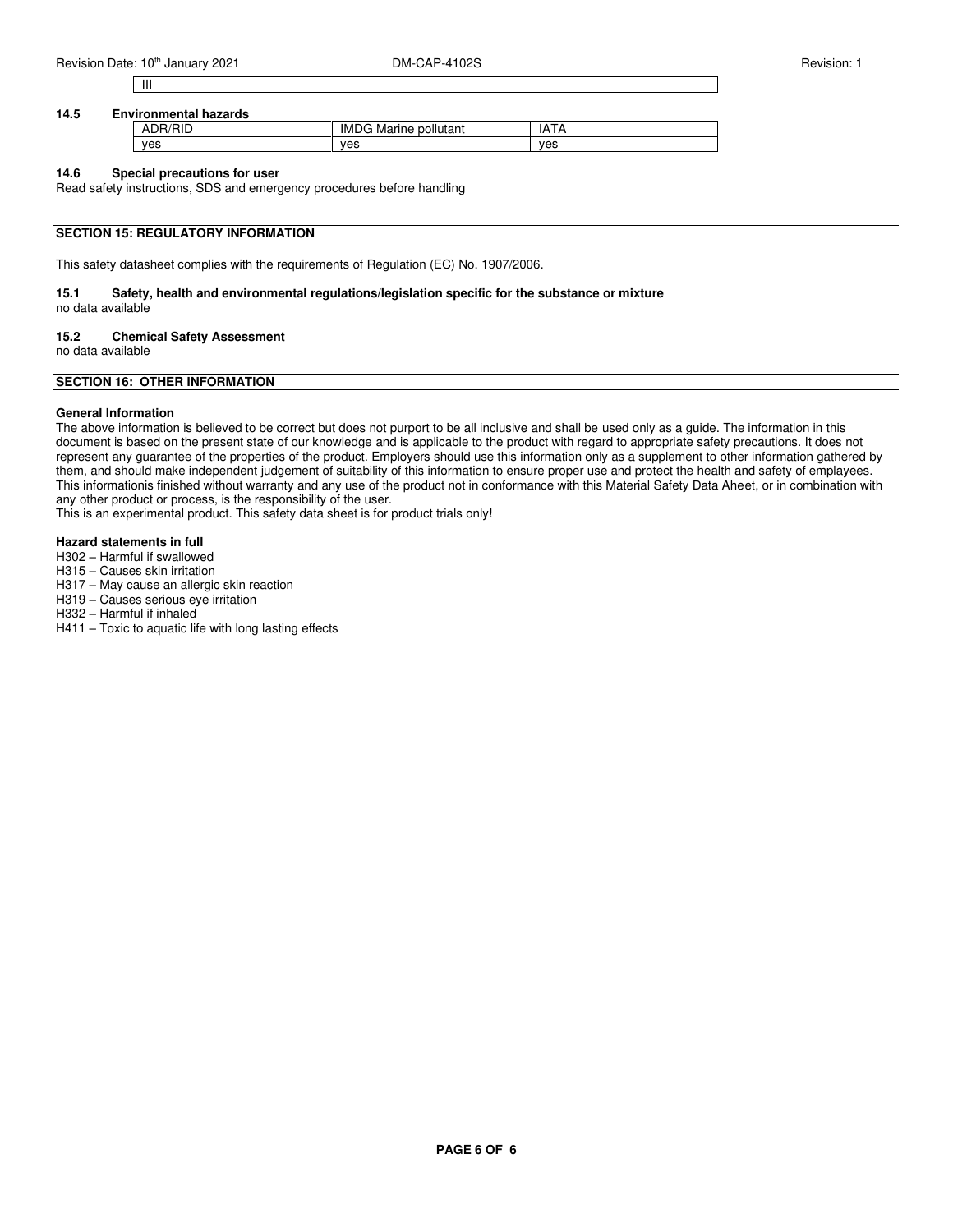| |
|---|
| III |

**14.5 Environmental hazards**

| ADR/RID | IMDG Marine pollutant | IATA |
|---|---|---|
| yes | yes | yes |

**14.6 Special precautions for user**

Read safety instructions, SDS and emergency procedures before handling

## SECTION 15: REGULATORY INFORMATION

This safety datasheet complies with the requirements of Regulation (EC) No. 1907/2006.

**15.1 Safety, health and environmental regulations/legislation specific for the substance or mixture**

no data available

**15.2 Chemical Safety Assessment**

no data available

## SECTION 16: OTHER INFORMATION

**General Information**

The above information is believed to be correct but does not purport to be all inclusive and shall be used only as a guide. The information in this document is based on the present state of our knowledge and is applicable to the product with regard to appropriate safety precautions. It does not represent any guarantee of the properties of the product. Employers should use this information only as a supplement to other information gathered by them, and should make independent judgement of suitability of this information to ensure proper use and protect the health and safety of emplayees. This informationis finished without warranty and any use of the product not in conformance with this Material Safety Data Aheet, or in combination with any other product or process, is the responsibility of the user.

This is an experimental product. This safety data sheet is for product trials only!

**Hazard statements in full**

H302 – Harmful if swallowed
H315 – Causes skin irritation
H317 – May cause an allergic skin reaction
H319 – Causes serious eye irritation
H332 – Harmful if inhaled
H411 – Toxic to aquatic life with long lasting effects